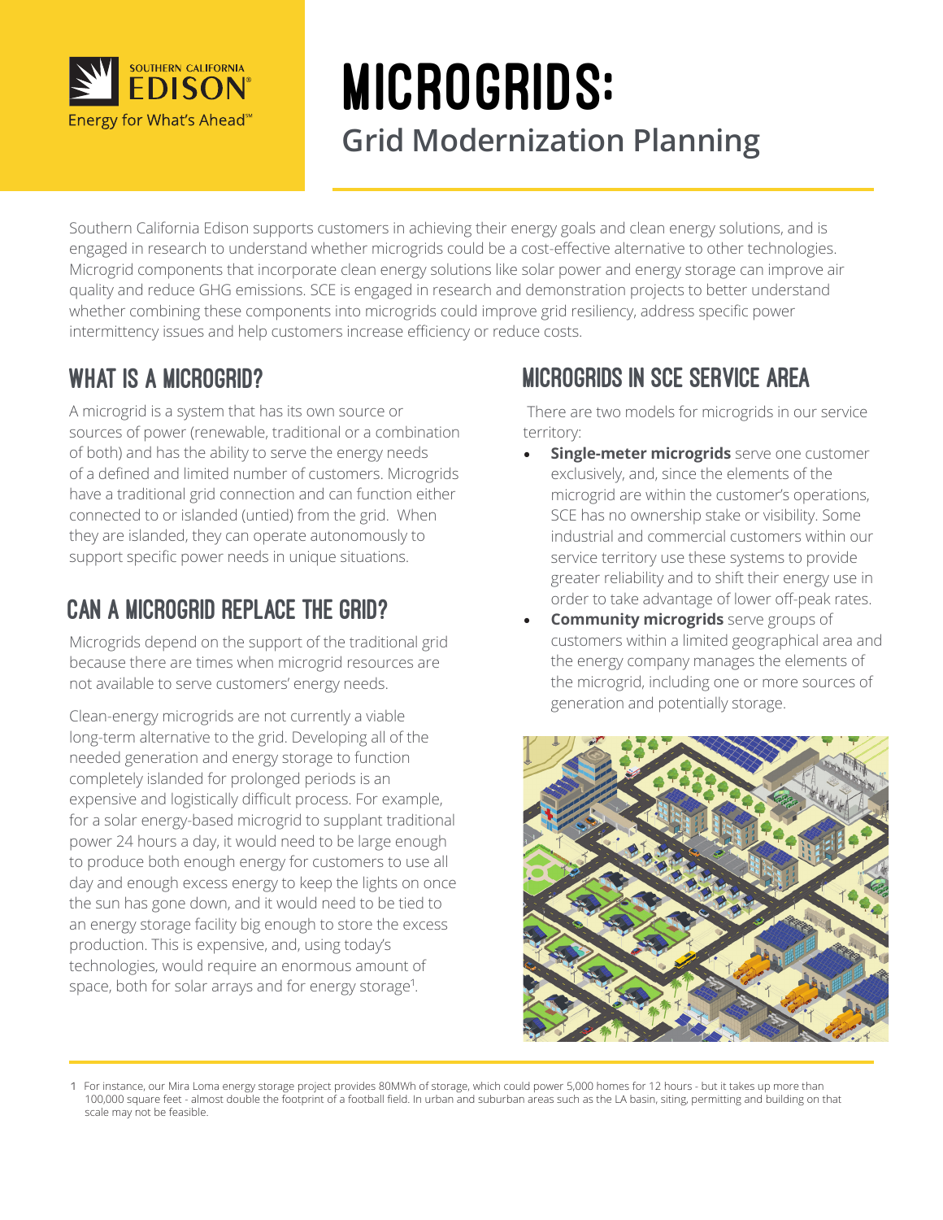SOUTHERN CALIFORNIA EDISON

Energy for What's Ahead℠

# MICROGRIDS:

## Grid Modernization Planning

Southern California Edison supports customers in achieving their energy goals and clean energy solutions, and is engaged in research to understand whether microgrids could be a cost-effective alternative to other technologies. Microgrid components that incorporate clean energy solutions like solar power and energy storage can improve air quality and reduce GHG emissions. SCE is engaged in research and demonstration projects to better understand whether combining these components into microgrids could improve grid resiliency, address specific power intermittency issues and help customers increase efficiency or reduce costs.

## WHAT IS A MICROGRID?

A microgrid is a system that has its own source or sources of power (renewable, traditional or a combination of both) and has the ability to serve the energy needs of a defined and limited number of customers. Microgrids have a traditional grid connection and can function either connected to or islanded (untied) from the grid. When they are islanded, they can operate autonomously to support specific power needs in unique situations.

## CAN A MICROGRID REPLACE THE GRID?

Microgrids depend on the support of the traditional grid because there are times when microgrid resources are not available to serve customers' energy needs.

Clean-energy microgrids are not currently a viable long-term alternative to the grid. Developing all of the needed generation and energy storage to function completely islanded for prolonged periods is an expensive and logistically difficult process. For example, for a solar energy-based microgrid to supplant traditional power 24 hours a day, it would need to be large enough to produce both enough energy for customers to use all day and enough excess energy to keep the lights on once the sun has gone down, and it would need to be tied to an energy storage facility big enough to store the excess production. This is expensive, and, using today's technologies, would require an enormous amount of space, both for solar arrays and for energy storage[1].

## MICROGRIDS IN SCE SERVICE AREA

There are two models for microgrids in our service territory:

- **Single-meter microgrids** serve one customer exclusively, and, since the elements of the microgrid are within the customer's operations, SCE has no ownership stake or visibility. Some industrial and commercial customers within our service territory use these systems to provide greater reliability and to shift their energy use in order to take advantage of lower off-peak rates.
- **Community microgrids** serve groups of customers within a limited geographical area and the energy company manages the elements of the microgrid, including one or more sources of generation and potentially storage.

1 For instance, our Mira Loma energy storage project provides 80MWh of storage, which could power 5,000 homes for 12 hours - but it takes up more than 100,000 square feet - almost double the footprint of a football field. In urban and suburban areas such as the LA basin, siting, permitting and building on that scale may not be feasible.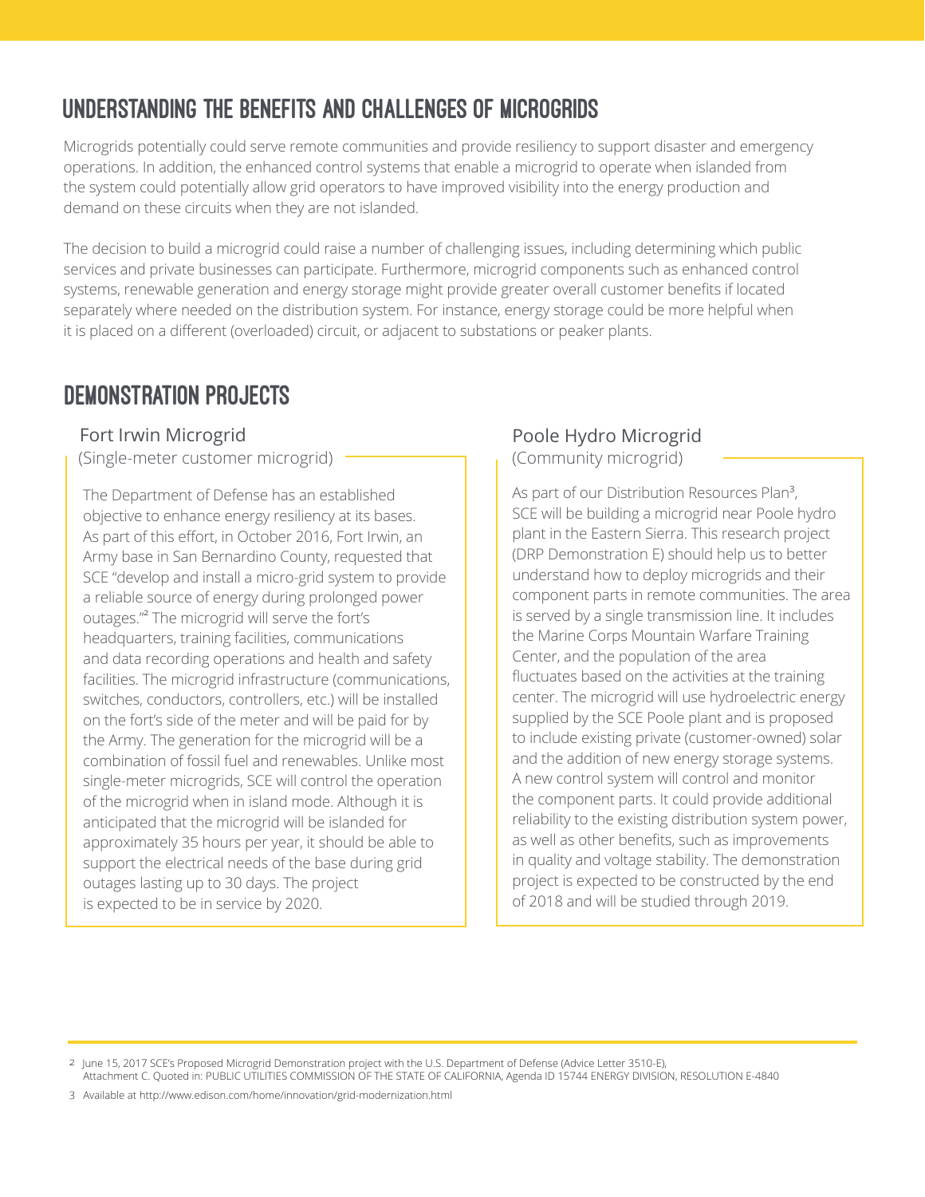## UNDERSTANDING THE BENEFITS AND CHALLENGES OF MICROGRIDS

Microgrids potentially could serve remote communities and provide resiliency to support disaster and emergency operations. In addition, the enhanced control systems that enable a microgrid to operate when islanded from the system could potentially allow grid operators to have improved visibility into the energy production and demand on these circuits when they are not islanded.

The decision to build a microgrid could raise a number of challenging issues, including determining which public services and private businesses can participate. Furthermore, microgrid components such as enhanced control systems, renewable generation and energy storage might provide greater overall customer benefits if located separately where needed on the distribution system. For instance, energy storage could be more helpful when it is placed on a different (overloaded) circuit, or adjacent to substations or peaker plants.

## DEMONSTRATION PROJECTS

### Fort Irwin Microgrid

(Single-meter customer microgrid)

The Department of Defense has an established objective to enhance energy resiliency at its bases. As part of this effort, in October 2016, Fort Irwin, an Army base in San Bernardino County, requested that SCE "develop and install a micro-grid system to provide a reliable source of energy during prolonged power outages."[2] The microgrid will serve the fort's headquarters, training facilities, communications and data recording operations and health and safety facilities. The microgrid infrastructure (communications, switches, conductors, controllers, etc.) will be installed on the fort's side of the meter and will be paid for by the Army. The generation for the microgrid will be a combination of fossil fuel and renewables. Unlike most single-meter microgrids, SCE will control the operation of the microgrid when in island mode. Although it is anticipated that the microgrid will be islanded for approximately 35 hours per year, it should be able to support the electrical needs of the base during grid outages lasting up to 30 days. The project is expected to be in service by 2020.

### Poole Hydro Microgrid

(Community microgrid)

As part of our Distribution Resources Plan[3], SCE will be building a microgrid near Poole hydro plant in the Eastern Sierra. This research project (DRP Demonstration E) should help us to better understand how to deploy microgrids and their component parts in remote communities. The area is served by a single transmission line. It includes the Marine Corps Mountain Warfare Training Center, and the population of the area fluctuates based on the activities at the training center. The microgrid will use hydroelectric energy supplied by the SCE Poole plant and is proposed to include existing private (customer-owned) solar and the addition of new energy storage systems. A new control system will control and monitor the component parts. It could provide additional reliability to the existing distribution system power, as well as other benefits, such as improvements in quality and voltage stability. The demonstration project is expected to be constructed by the end of 2018 and will be studied through 2019.

---

2 June 15, 2017 SCE's Proposed Microgrid Demonstration project with the U.S. Department of Defense (Advice Letter 3510-E), Attachment C. Quoted in: PUBLIC UTILITIES COMMISSION OF THE STATE OF CALIFORNIA, Agenda ID 15744 ENERGY DIVISION, RESOLUTION E-4840

3 Available at http://www.edison.com/home/innovation/grid-modernization.html